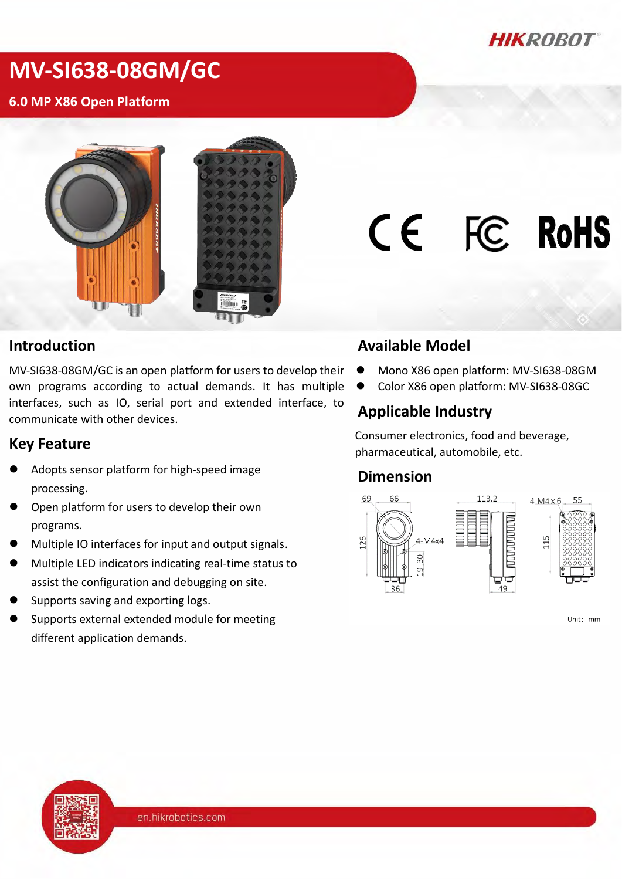# MV-SI638-08GM/GC

## 6.0 MP X86 Open Platform

## Introduction

MV-SI638-08GM/GC is an open platform for users to develop their own programs according to actual demands. It has multiple interfaces, such as IO, serial port and extended interface, to communicate with other devices.

## Key Feature

- Adopts sensor platform for high-speed image processing.
- Open platform for users to develop their own programs.
- Multiple IO interfaces for input and output signals.
- Multiple LED indicators indicating real-time status to assist the configuration and debugging on site.
- Supports saving and exporting logs.
- Supports external extended module for meeting different application demands.

## Available Model

- Mono X86 open platform: MV-SI638-08GM
- Color X86 open platform: MV-SI638-08GC

## Applicable Industry

Consumer electronics, food and beverage, pharmaceutical, automobile, etc.

## Dimension

Unit: mm

en.hikrobotics.com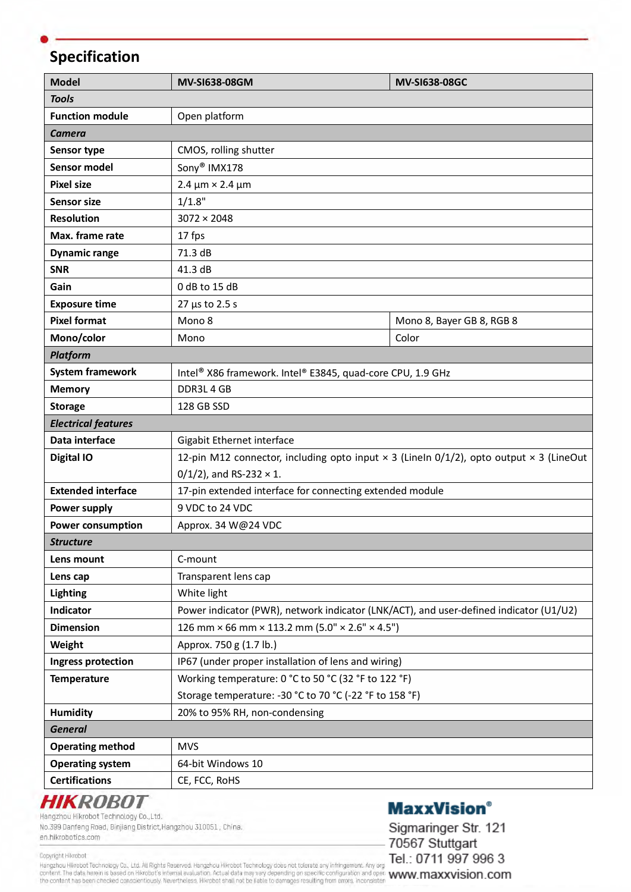## Specification

| Model | MV-SI638-08GM | MV-SI638-08GC |
|---|---|---|
| ***Tools*** | | |
| **Function module** | Open platform | |
| ***Camera*** | | |
| **Sensor type** | CMOS, rolling shutter | |
| **Sensor model** | Sony® IMX178 | |
| **Pixel size** | 2.4 µm × 2.4 µm | |
| **Sensor size** | 1/1.8" | |
| **Resolution** | 3072 × 2048 | |
| **Max. frame rate** | 17 fps | |
| **Dynamic range** | 71.3 dB | |
| **SNR** | 41.3 dB | |
| **Gain** | 0 dB to 15 dB | |
| **Exposure time** | 27 µs to 2.5 s | |
| **Pixel format** | Mono 8 | Mono 8, Bayer GB 8, RGB 8 |
| **Mono/color** | Mono | Color |
| ***Platform*** | | |
| **System framework** | Intel® X86 framework. Intel® E3845, quad-core CPU, 1.9 GHz | |
| **Memory** | DDR3L 4 GB | |
| **Storage** | 128 GB SSD | |
| ***Electrical features*** | | |
| **Data interface** | Gigabit Ethernet interface | |
| **Digital IO** | 12-pin M12 connector, including opto input × 3 (LineIn 0/1/2), opto output × 3 (LineOut 0/1/2), and RS-232 × 1. | |
| **Extended interface** | 17-pin extended interface for connecting extended module | |
| **Power supply** | 9 VDC to 24 VDC | |
| **Power consumption** | Approx. 34 W@24 VDC | |
| ***Structure*** | | |
| **Lens mount** | C-mount | |
| **Lens cap** | Transparent lens cap | |
| **Lighting** | White light | |
| **Indicator** | Power indicator (PWR), network indicator (LNK/ACT), and user-defined indicator (U1/U2) | |
| **Dimension** | 126 mm × 66 mm × 113.2 mm (5.0" × 2.6" × 4.5") | |
| **Weight** | Approx. 750 g (1.7 lb.) | |
| **Ingress protection** | IP67 (under proper installation of lens and wiring) | |
| **Temperature** | Working temperature: 0 °C to 50 °C (32 °F to 122 °F)<br>Storage temperature: -30 °C to 70 °C (-22 °F to 158 °F) | |
| **Humidity** | 20% to 95% RH, non-condensing | |
| ***General*** | | |
| **Operating method** | MVS | |
| **Operating system** | 64-bit Windows 10 | |
| **Certifications** | CE, FCC, RoHS | |

**HIKROBOT**

Hangzhou Hikrobot Technology Co., Ltd.
No.399 Danfeng Road, Binjiang District, Hangzhou 310051, China.
en.hikrobotics.com

Copyright Hikrobot
Hangzhou Hikrobot Technology Co., Ltd. All Rights Reserved. Hangzhou Hikrobot Technology does not tolerate any infringement. Any org content. The data herein is based on Hikrobot's internal evaluation. Actual data may vary depending on specific configuration and oper the content has been checked conscientiously. Nevertheless, Hikrobot shall not be liable to damages resulting from errors, inconsisten

**MaxxVision®**
Sigmaringer Str. 121
70567 Stuttgart
Tel.: 0711 997 996 3
www.maxxvision.com